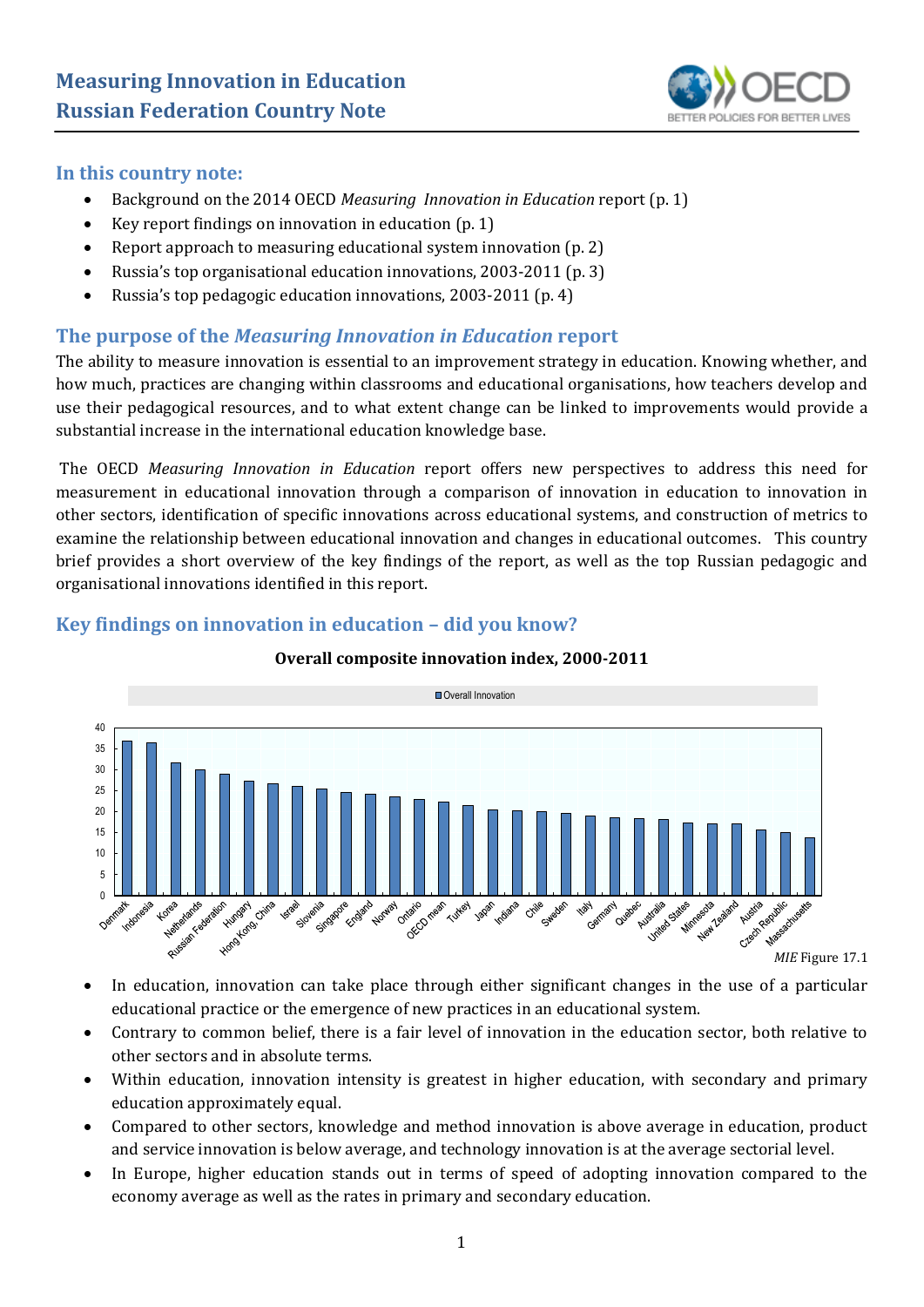# Measuring Innovation in Education
# Russian Federation Country Note

## In this country note:

- Background on the 2014 OECD *Measuring Innovation in Education* report (p. 1)
- Key report findings on innovation in education (p. 1)
- Report approach to measuring educational system innovation (p. 2)
- Russia's top organisational education innovations, 2003-2011 (p. 3)
- Russia's top pedagogic education innovations, 2003-2011 (p. 4)

## The purpose of the *Measuring Innovation in Education* report

The ability to measure innovation is essential to an improvement strategy in education. Knowing whether, and how much, practices are changing within classrooms and educational organisations, how teachers develop and use their pedagogical resources, and to what extent change can be linked to improvements would provide a substantial increase in the international education knowledge base.

The OECD *Measuring Innovation in Education* report offers new perspectives to address this need for measurement in educational innovation through a comparison of innovation in education to innovation in other sectors, identification of specific innovations across educational systems, and construction of metrics to examine the relationship between educational innovation and changes in educational outcomes. This country brief provides a short overview of the key findings of the report, as well as the top Russian pedagogic and organisational innovations identified in this report.

## Key findings on innovation in education – did you know?

**Overall composite innovation index, 2000-2011**

*MIE* Figure 17.1

- In education, innovation can take place through either significant changes in the use of a particular educational practice or the emergence of new practices in an educational system.
- Contrary to common belief, there is a fair level of innovation in the education sector, both relative to other sectors and in absolute terms.
- Within education, innovation intensity is greatest in higher education, with secondary and primary education approximately equal.
- Compared to other sectors, knowledge and method innovation is above average in education, product and service innovation is below average, and technology innovation is at the average sectorial level.
- In Europe, higher education stands out in terms of speed of adopting innovation compared to the economy average as well as the rates in primary and secondary education.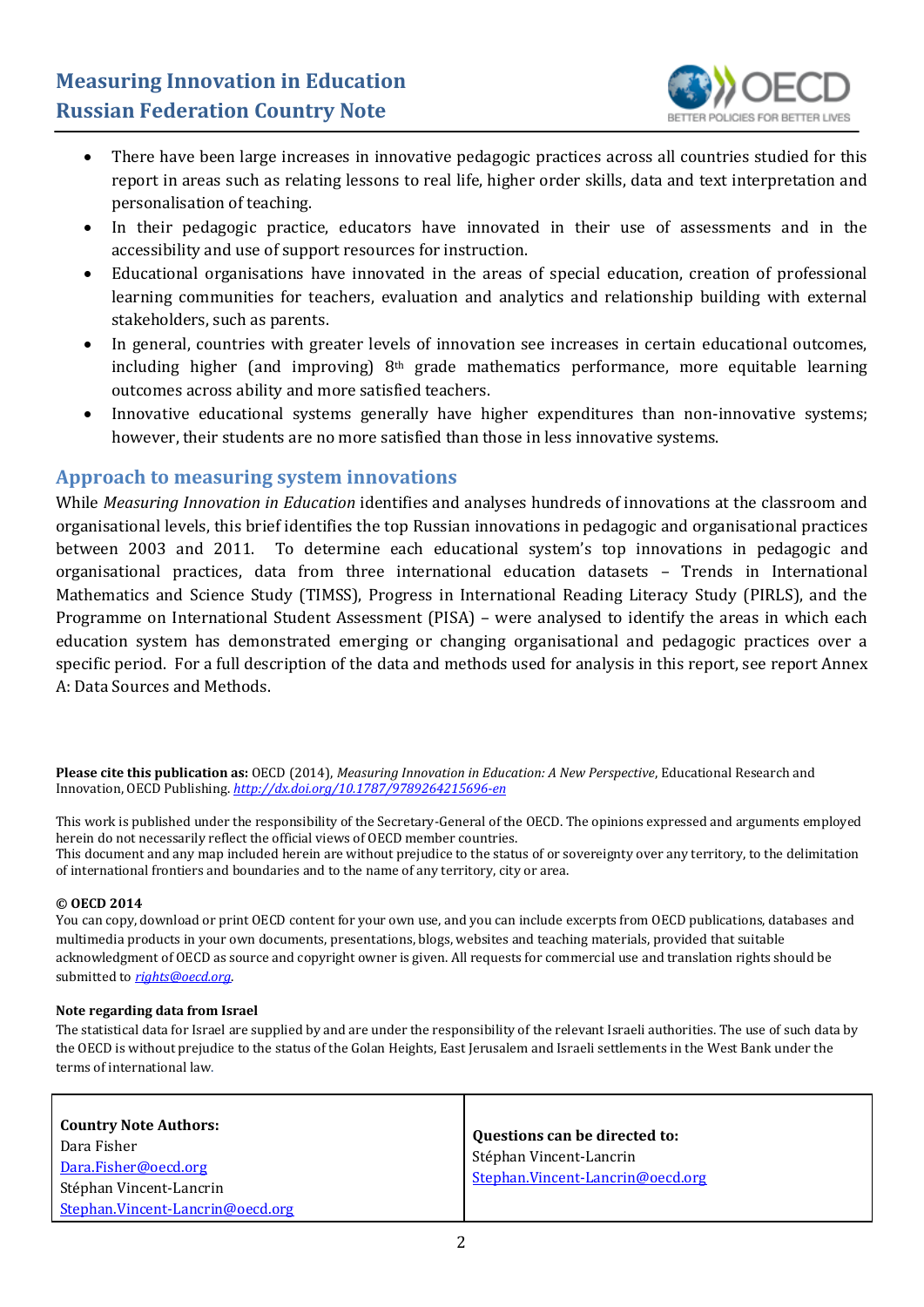- There have been large increases in innovative pedagogic practices across all countries studied for this report in areas such as relating lessons to real life, higher order skills, data and text interpretation and personalisation of teaching.
- In their pedagogic practice, educators have innovated in their use of assessments and in the accessibility and use of support resources for instruction.
- Educational organisations have innovated in the areas of special education, creation of professional learning communities for teachers, evaluation and analytics and relationship building with external stakeholders, such as parents.
- In general, countries with greater levels of innovation see increases in certain educational outcomes, including higher (and improving) 8th grade mathematics performance, more equitable learning outcomes across ability and more satisfied teachers.
- Innovative educational systems generally have higher expenditures than non-innovative systems; however, their students are no more satisfied than those in less innovative systems.

## Approach to measuring system innovations

While *Measuring Innovation in Education* identifies and analyses hundreds of innovations at the classroom and organisational levels, this brief identifies the top Russian innovations in pedagogic and organisational practices between 2003 and 2011. To determine each educational system's top innovations in pedagogic and organisational practices, data from three international education datasets – Trends in International Mathematics and Science Study (TIMSS), Progress in International Reading Literacy Study (PIRLS), and the Programme on International Student Assessment (PISA) – were analysed to identify the areas in which each education system has demonstrated emerging or changing organisational and pedagogic practices over a specific period. For a full description of the data and methods used for analysis in this report, see report Annex A: Data Sources and Methods.

**Please cite this publication as:** OECD (2014), *Measuring Innovation in Education: A New Perspective*, Educational Research and Innovation, OECD Publishing. *http://dx.doi.org/10.1787/9789264215696-en*

This work is published under the responsibility of the Secretary-General of the OECD. The opinions expressed and arguments employed herein do not necessarily reflect the official views of OECD member countries.
This document and any map included herein are without prejudice to the status of or sovereignty over any territory, to the delimitation of international frontiers and boundaries and to the name of any territory, city or area.

**© OECD 2014**
You can copy, download or print OECD content for your own use, and you can include excerpts from OECD publications, databases and multimedia products in your own documents, presentations, blogs, websites and teaching materials, provided that suitable acknowledgment of OECD as source and copyright owner is given. All requests for commercial use and translation rights should be submitted to *rights@oecd.org*.

**Note regarding data from Israel**
The statistical data for Israel are supplied by and are under the responsibility of the relevant Israeli authorities. The use of such data by the OECD is without prejudice to the status of the Golan Heights, East Jerusalem and Israeli settlements in the West Bank under the terms of international law.

| **Country Note Authors:**<br>Dara Fisher<br>Dara.Fisher@oecd.org<br>Stéphan Vincent-Lancrin<br>Stephan.Vincent-Lancrin@oecd.org | **Questions can be directed to:**<br>Stéphan Vincent-Lancrin<br>Stephan.Vincent-Lancrin@oecd.org |
|---|---|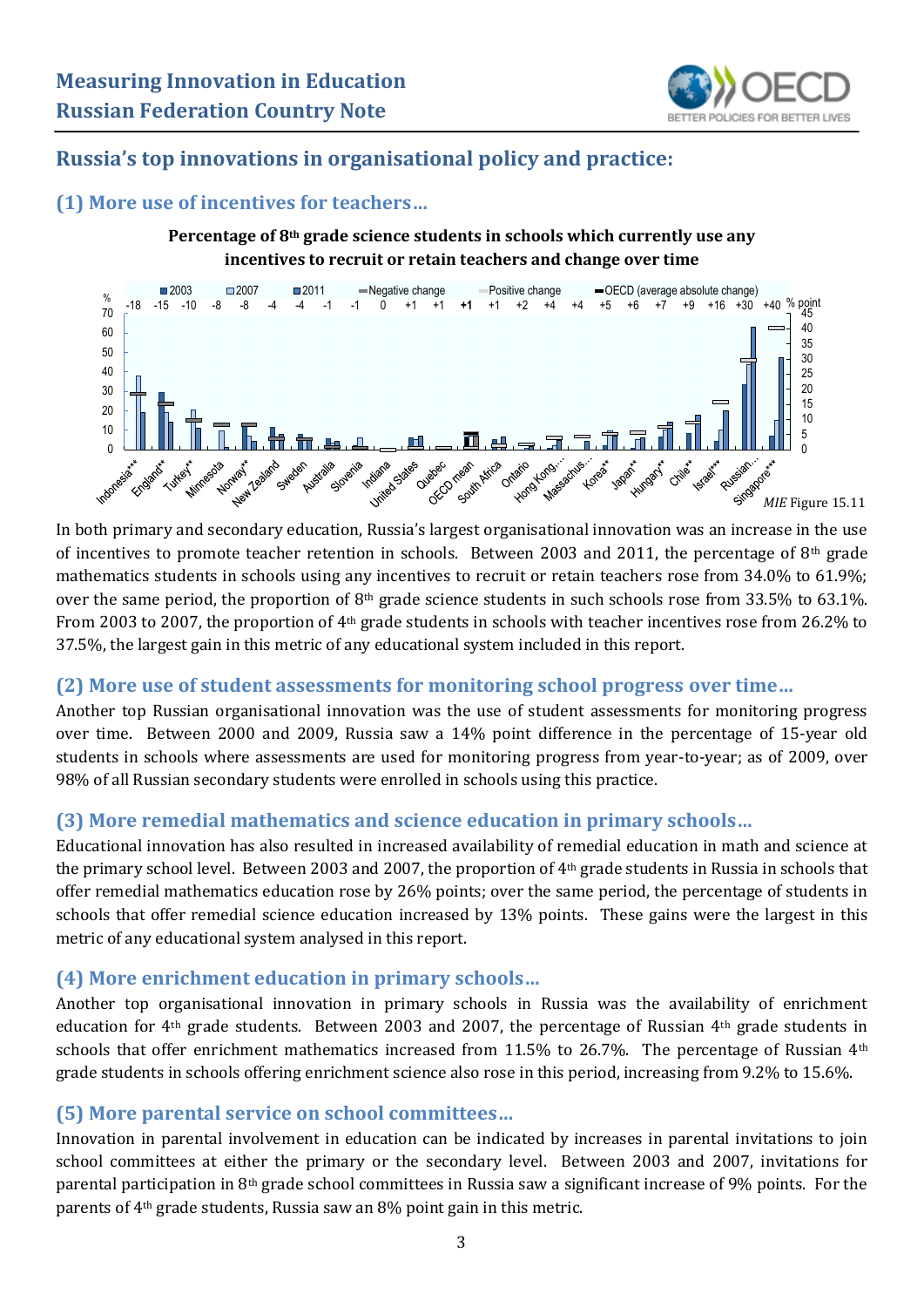## Russia's top innovations in organisational policy and practice:

### (1) More use of incentives for teachers…

**Percentage of 8th grade science students in schools which currently use any incentives to recruit or retain teachers and change over time**

*MIE* Figure 15.11

In both primary and secondary education, Russia's largest organisational innovation was an increase in the use of incentives to promote teacher retention in schools. Between 2003 and 2011, the percentage of 8th grade mathematics students in schools using any incentives to recruit or retain teachers rose from 34.0% to 61.9%; over the same period, the proportion of 8th grade science students in such schools rose from 33.5% to 63.1%. From 2003 to 2007, the proportion of 4th grade students in schools with teacher incentives rose from 26.2% to 37.5%, the largest gain in this metric of any educational system included in this report.

### (2) More use of student assessments for monitoring school progress over time…

Another top Russian organisational innovation was the use of student assessments for monitoring progress over time. Between 2000 and 2009, Russia saw a 14% point difference in the percentage of 15-year old students in schools where assessments are used for monitoring progress from year-to-year; as of 2009, over 98% of all Russian secondary students were enrolled in schools using this practice.

### (3) More remedial mathematics and science education in primary schools…

Educational innovation has also resulted in increased availability of remedial education in math and science at the primary school level. Between 2003 and 2007, the proportion of 4th grade students in Russia in schools that offer remedial mathematics education rose by 26% points; over the same period, the percentage of students in schools that offer remedial science education increased by 13% points. These gains were the largest in this metric of any educational system analysed in this report.

### (4) More enrichment education in primary schools…

Another top organisational innovation in primary schools in Russia was the availability of enrichment education for 4th grade students. Between 2003 and 2007, the percentage of Russian 4th grade students in schools that offer enrichment mathematics increased from 11.5% to 26.7%. The percentage of Russian 4th grade students in schools offering enrichment science also rose in this period, increasing from 9.2% to 15.6%.

### (5) More parental service on school committees…

Innovation in parental involvement in education can be indicated by increases in parental invitations to join school committees at either the primary or the secondary level. Between 2003 and 2007, invitations for parental participation in 8th grade school committees in Russia saw a significant increase of 9% points. For the parents of 4th grade students, Russia saw an 8% point gain in this metric.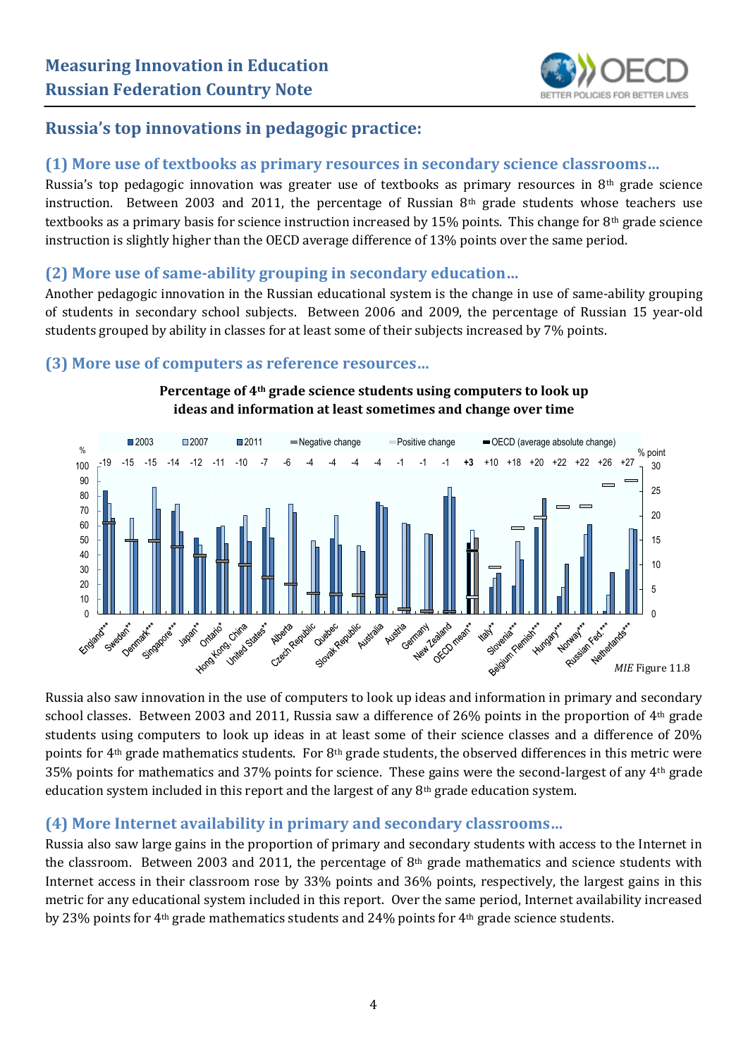## Russia's top innovations in pedagogic practice:

### (1) More use of textbooks as primary resources in secondary science classrooms…

Russia's top pedagogic innovation was greater use of textbooks as primary resources in 8th grade science instruction. Between 2003 and 2011, the percentage of Russian 8th grade students whose teachers use textbooks as a primary basis for science instruction increased by 15% points. This change for 8th grade science instruction is slightly higher than the OECD average difference of 13% points over the same period.

### (2) More use of same-ability grouping in secondary education…

Another pedagogic innovation in the Russian educational system is the change in use of same-ability grouping of students in secondary school subjects. Between 2006 and 2009, the percentage of Russian 15 year-old students grouped by ability in classes for at least some of their subjects increased by 7% points.

### (3) More use of computers as reference resources…

**Percentage of 4th grade science students using computers to look up ideas and information at least sometimes and change over time**

2003 | 2007 | 2011 | Negative change | Positive change | OECD (average absolute change)

%

% point

100, 90, 80, 70, 60, 50, 40, 30, 20, 10, 0

30, 25, 20, 15, 10, 5, 0

-19 -15 -15 -14 -12 -11 -10 -7 -6 -4 -4 -4 -4 -1 -1 -1 +3 +10 +18 +20 +22 +22 +26 +27

England*** Sweden** Denmark*** Singapore*** Japan** Ontario* Hong Kong, China United States** Alberta Czech Republic Quebec Slovak Republic Australia Austria Germany New Zealand OECD mean** Italy** Slovenia*** Belgium Flemish*** Hungary*** Norway*** Russian Fed.*** Netherlands***

*MIE* Figure 11.8

Russia also saw innovation in the use of computers to look up ideas and information in primary and secondary school classes. Between 2003 and 2011, Russia saw a difference of 26% points in the proportion of 4th grade students using computers to look up ideas in at least some of their science classes and a difference of 20% points for 4th grade mathematics students. For 8th grade students, the observed differences in this metric were 35% points for mathematics and 37% points for science. These gains were the second-largest of any 4th grade education system included in this report and the largest of any 8th grade education system.

### (4) More Internet availability in primary and secondary classrooms…

Russia also saw large gains in the proportion of primary and secondary students with access to the Internet in the classroom. Between 2003 and 2011, the percentage of 8th grade mathematics and science students with Internet access in their classroom rose by 33% points and 36% points, respectively, the largest gains in this metric for any educational system included in this report. Over the same period, Internet availability increased by 23% points for 4th grade mathematics students and 24% points for 4th grade science students.